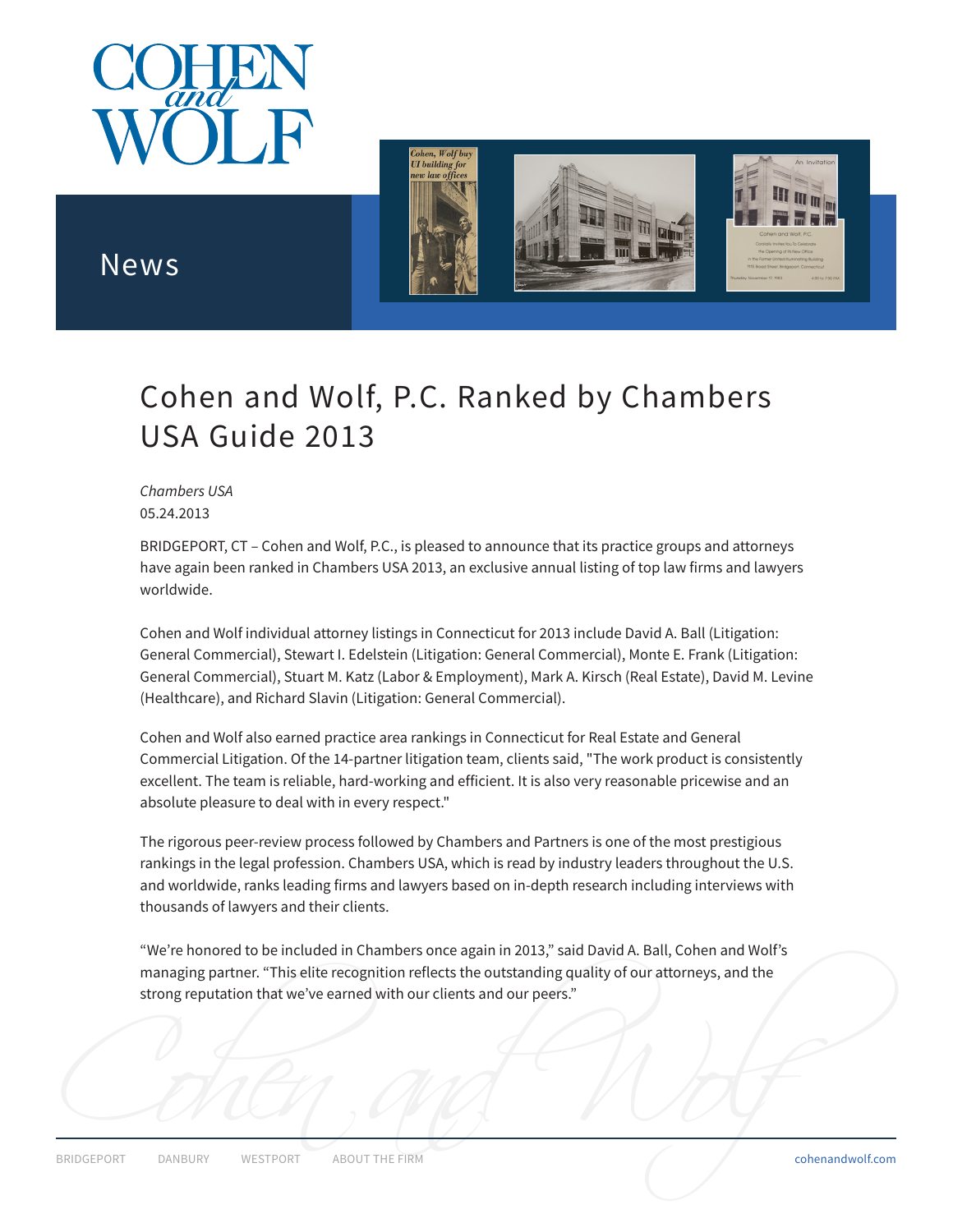# Cohen and Wolf, P.C. Ranked by Chambers USA Guide 2013

*Chambers USA*
05.24.2013

BRIDGEPORT, CT – Cohen and Wolf, P.C., is pleased to announce that its practice groups and attorneys have again been ranked in Chambers USA 2013, an exclusive annual listing of top law firms and lawyers worldwide.

Cohen and Wolf individual attorney listings in Connecticut for 2013 include David A. Ball (Litigation: General Commercial), Stewart I. Edelstein (Litigation: General Commercial), Monte E. Frank (Litigation: General Commercial), Stuart M. Katz (Labor & Employment), Mark A. Kirsch (Real Estate), David M. Levine (Healthcare), and Richard Slavin (Litigation: General Commercial).

Cohen and Wolf also earned practice area rankings in Connecticut for Real Estate and General Commercial Litigation. Of the 14-partner litigation team, clients said, "The work product is consistently excellent. The team is reliable, hard-working and efficient. It is also very reasonable pricewise and an absolute pleasure to deal with in every respect."

The rigorous peer-review process followed by Chambers and Partners is one of the most prestigious rankings in the legal profession. Chambers USA, which is read by industry leaders throughout the U.S. and worldwide, ranks leading firms and lawyers based on in-depth research including interviews with thousands of lawyers and their clients.

"We're honored to be included in Chambers once again in 2013," said David A. Ball, Cohen and Wolf's managing partner. "This elite recognition reflects the outstanding quality of our attorneys, and the strong reputation that we've earned with our clients and our peers."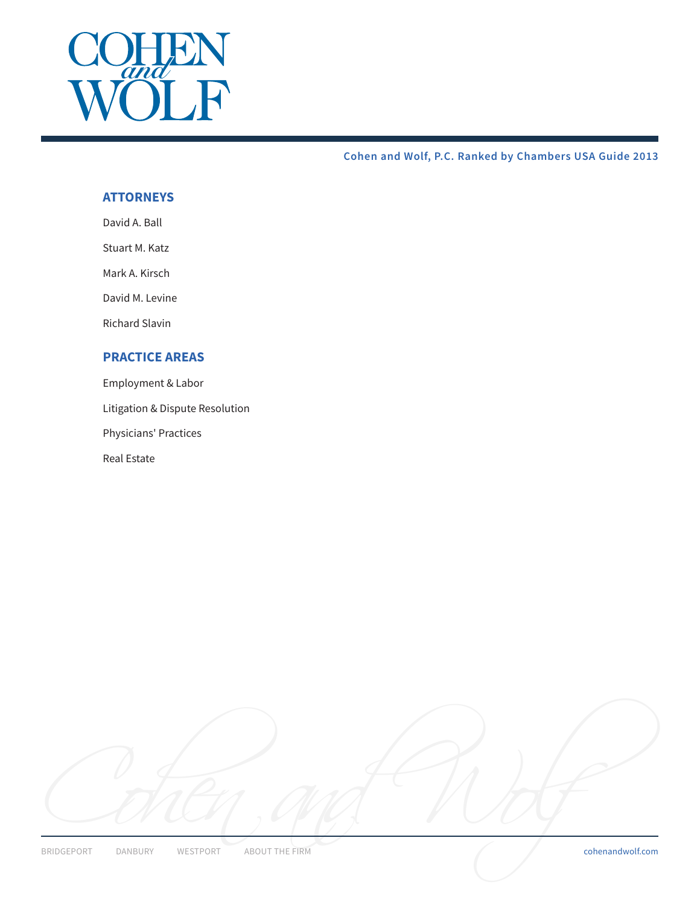Cohen and Wolf, P.C. Ranked by Chambers USA Guide 2013

## ATTORNEYS

David A. Ball

Stuart M. Katz

Mark A. Kirsch

David M. Levine

Richard Slavin

## PRACTICE AREAS

Employment & Labor

Litigation & Dispute Resolution

Physicians' Practices

Real Estate